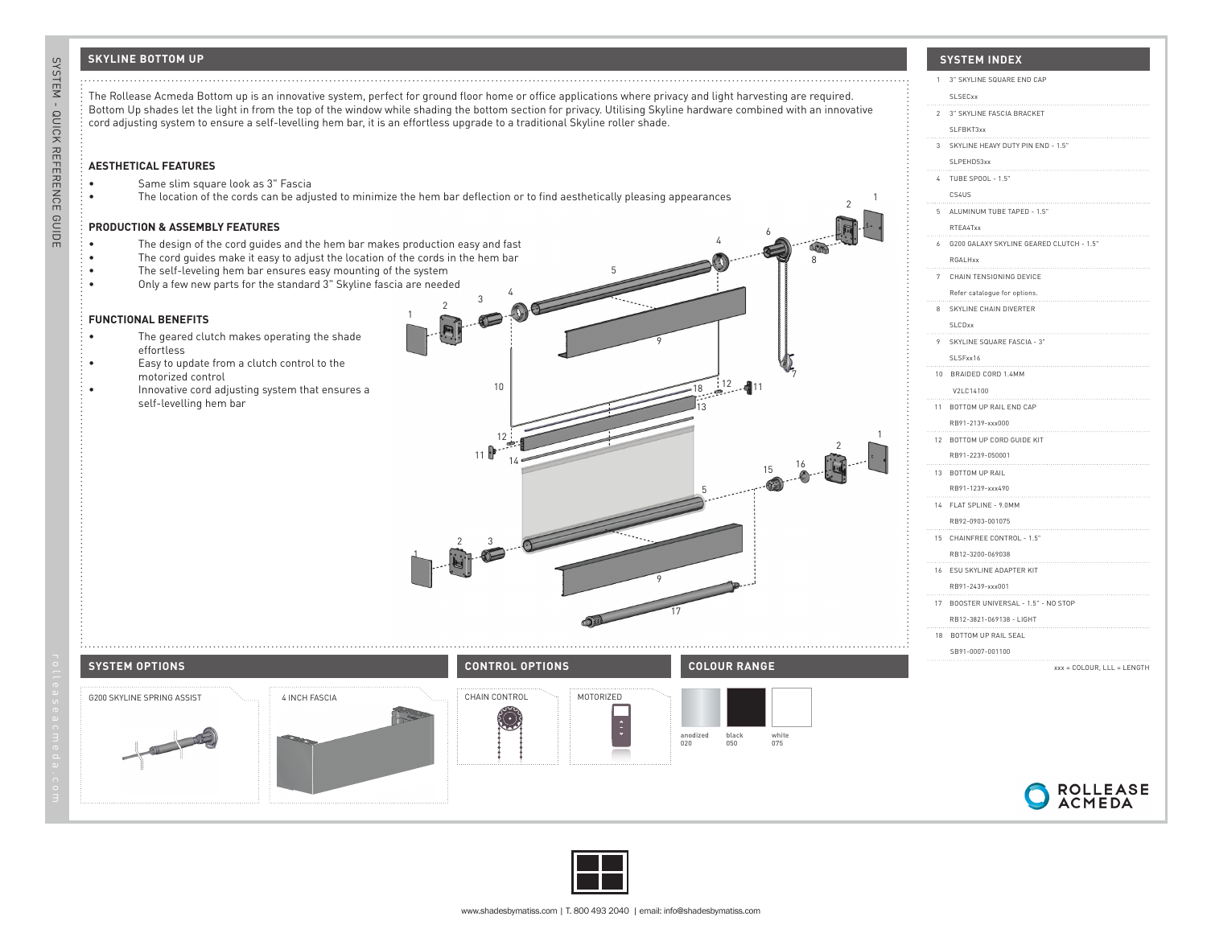## SKYLINE BOTTOM UP

The Rollease Acmeda Bottom up is an innovative system, perfect for ground floor home or office applications where privacy and light harvesting are required. Bottom Up shades let the light in from the top of the window while shading the bottom section for privacy. Utilising Skyline hardware combined with an innovative cord adjusting system to ensure a self-levelling hem bar, it is an effortless upgrade to a traditional Skyline roller shade.

### AESTHETICAL FEATURES

- Same slim square look as 3" Fascia
- The location of the cords can be adjusted to minimize the hem bar deflection or to find aesthetically pleasing appearances

### PRODUCTION & ASSEMBLY FEATURES

- The design of the cord guides and the hem bar makes production easy and fast
- The cord guides make it easy to adjust the location of the cords in the hem bar
- The self-leveling hem bar ensures easy mounting of the system
- Only a few new parts for the standard 3" Skyline fascia are needed

### FUNCTIONAL BENEFITS

- The geared clutch makes operating the shade effortless
- Easy to update from a clutch control to the motorized control
- Innovative cord adjusting system that ensures a self-levelling hem bar

## SYSTEM INDEX

1. 3" SKYLINE SQUARE END CAP
   SLSECxx
2. 3" SKYLINE FASCIA BRACKET
   SLFBKT3xx
3. SKYLINE HEAVY DUTY PIN END - 1.5"
   SLPEHD53xx
4. TUBE SPOOL - 1.5"
   CS4US
5. ALUMINUM TUBE TAPED - 1.5"
   RTEA4Txx
6. G200 GALAXY SKYLINE GEARED CLUTCH - 1.5"
   RGALHxx
7. CHAIN TENSIONING DEVICE
   Refer catalogue for options.
8. SKYLINE CHAIN DIVERTER
   SLCDxx
9. SKYLINE SQUARE FASCIA - 3"
   SLSFxx16
10. BRAIDED CORD 1.4MM
    V2LC14100
11. BOTTOM UP RAIL END CAP
    RB91-2139-xxx000
12. BOTTOM UP CORD GUIDE KIT
    RB91-2239-050001
13. BOTTOM UP RAIL
    RB91-1239-xxx490
14. FLAT SPLINE - 9.0MM
    RB92-0903-001075
15. CHAINFREE CONTROL - 1.5"
    RB12-3200-069038
16. ESU SKYLINE ADAPTER KIT
    RB91-2439-xxx001
17. BOOSTER UNIVERSAL - 1.5" - NO STOP
    RB12-3821-069138 - LIGHT
18. BOTTOM UP RAIL SEAL
    SB91-0007-001100

xxx = COLOUR, LLL = LENGTH

## SYSTEM OPTIONS

G200 SKYLINE SPRING ASSIST

4 INCH FASCIA

## CONTROL OPTIONS

CHAIN CONTROL

MOTORIZED

## COLOUR RANGE

| anodized | black | white |
|---|---|---|
| 020 | 050 | 075 |

rolleaseacmeda.com

www.shadesbymatiss.com | T. 800 493 2040 | email: info@shadesbymatiss.com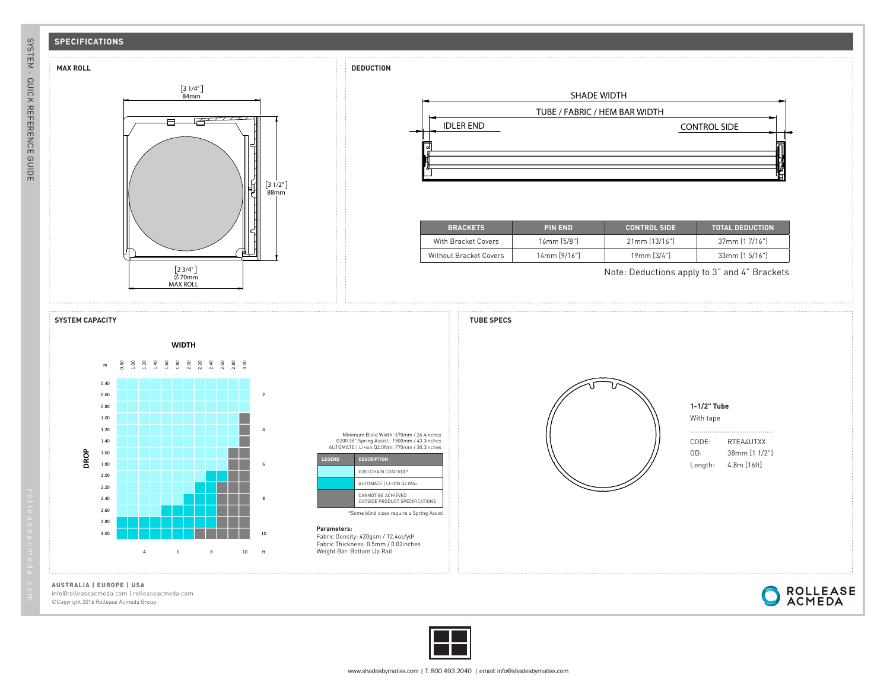## SPECIFICATIONS

### MAX ROLL

[3 1/4"]
84mm

[3 1/2"]
88mm

[2 3/4"]
Ø 70mm
MAX ROLL

### DEDUCTION

SHADE WIDTH

TUBE / FABRIC / HEM BAR WIDTH

IDLER END

CONTROL SIDE

| BRACKETS | PIN END | CONTROL SIDE | TOTAL DEDUCTION |
|---|---|---|---|
| With Bracket Covers | 16mm [5/8"] | 21mm [13/16"] | 37mm [1 7/16"] |
| Without Bracket Covers | 14mm [9/16"] | 19mm [3/4"] | 33mm [1 5/16"] |

Note: Deductions apply to 3" and 4" Brackets

### SYSTEM CAPACITY

WIDTH

m
0.80
1.00
1.20
1.40
1.60
1.80
2.00
2.20
2.40
2.60
2.80
3.00

DROP

0.40
0.60
0.80
1.00
1.20
1.40
1.60
1.80
2.00
2.20
2.40
2.60
2.80
3.00

2
4
6
8
10

4
6
8
10
ft

Minimum Blind Width: 670mm / 26.4inches
G200 36" Spring Assist: 1500mm / 43.3inches
AUTOMATE | Li-ion Q2.0Nm: 770mm / 30.3inches

| LEGEND | DESCRIPTION |
|---|---|
| | G200 CHAIN CONTROL* |
| | AUTOMATE \| LI-ION Q2.0NM |
| | CANNOT BE ACHIEVED OUTSIDE PRODUCT SPECIFICATIONS |

*Some blind sizes require a Spring Assist

**Parameters:**
Fabric Density: 420gsm / 12.4oz/yd²
Fabric Thickness: 0.5mm / 0.02inches
Weight Bar: Bottom Up Rail

### TUBE SPECS

**1-1/2" Tube**
With tape

CODE: RTEA4UTXX
OD: 38mm [1 1/2"]
Length: 4.8m [16ft]

**AUSTRALIA | EUROPE | USA**
info@rolleaseacmeda.com | rolleaseacmeda.com
©Copyright 2016 Rollease Acmeda Group

www.shadesbymatiss.com | T. 800 493 2040 | email: info@shadesbymatiss.com